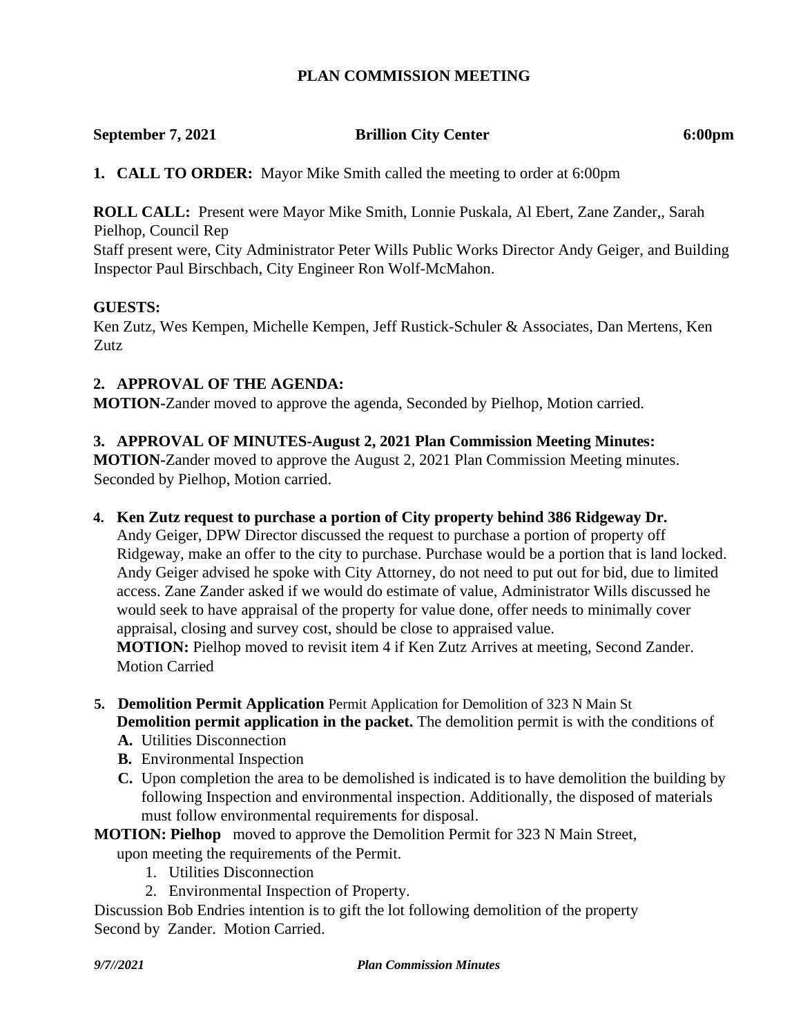# PLAN COMMISSION MEETING

**September 7, 2021** **Brillion City Center** **6:00pm**

**1. CALL TO ORDER:** Mayor Mike Smith called the meeting to order at 6:00pm

**ROLL CALL:** Present were Mayor Mike Smith, Lonnie Puskala, Al Ebert, Zane Zander,, Sarah Pielhop, Council Rep
Staff present were, City Administrator Peter Wills Public Works Director Andy Geiger, and Building Inspector Paul Birschbach, City Engineer Ron Wolf-McMahon.

**GUESTS:**
Ken Zutz, Wes Kempen, Michelle Kempen, Jeff Rustick-Schuler & Associates, Dan Mertens, Ken Zutz

**2. APPROVAL OF THE AGENDA:**
**MOTION-**Zander moved to approve the agenda, Seconded by Pielhop, Motion carried.

**3. APPROVAL OF MINUTES-August 2, 2021 Plan Commission Meeting Minutes:**
**MOTION-**Zander moved to approve the August 2, 2021 Plan Commission Meeting minutes. Seconded by Pielhop, Motion carried.

**4. Ken Zutz request to purchase a portion of City property behind 386 Ridgeway Dr.**
Andy Geiger, DPW Director discussed the request to purchase a portion of property off Ridgeway, make an offer to the city to purchase. Purchase would be a portion that is land locked. Andy Geiger advised he spoke with City Attorney, do not need to put out for bid, due to limited access. Zane Zander asked if we would do estimate of value, Administrator Wills discussed he would seek to have appraisal of the property for value done, offer needs to minimally cover appraisal, closing and survey cost, should be close to appraised value.
**MOTION:** Pielhop moved to revisit item 4 if Ken Zutz Arrives at meeting, Second Zander. Motion Carried

**5. Demolition Permit Application** Permit Application for Demolition of 323 N Main St
**Demolition permit application in the packet.** The demolition permit is with the conditions of

**A.** Utilities Disconnection
**B.** Environmental Inspection
**C.** Upon completion the area to be demolished is indicated is to have demolition the building by following Inspection and environmental inspection. Additionally, the disposed of materials must follow environmental requirements for disposal.

**MOTION: Pielhop** moved to approve the Demolition Permit for 323 N Main Street, upon meeting the requirements of the Permit.

1. Utilities Disconnection
2. Environmental Inspection of Property.

Discussion Bob Endries intention is to gift the lot following demolition of the property
Second by Zander. Motion Carried.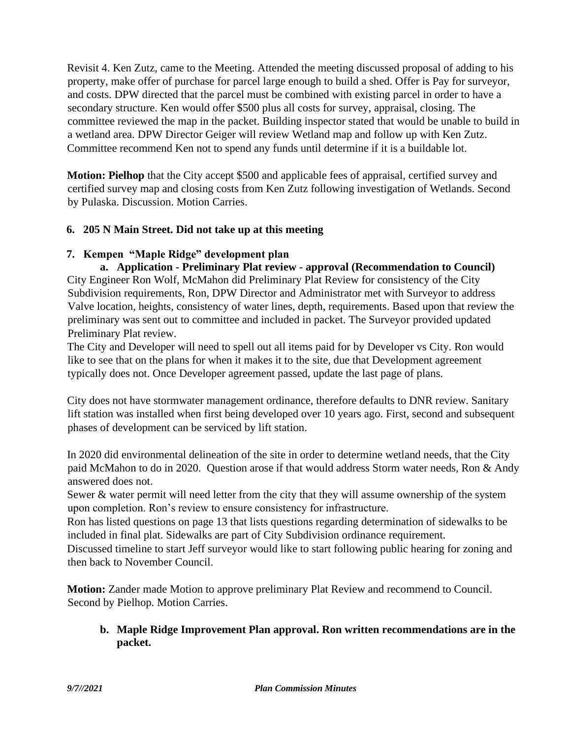Revisit 4. Ken Zutz, came to the Meeting. Attended the meeting discussed proposal of adding to his property, make offer of purchase for parcel large enough to build a shed. Offer is Pay for surveyor, and costs. DPW directed that the parcel must be combined with existing parcel in order to have a secondary structure. Ken would offer $500 plus all costs for survey, appraisal, closing. The committee reviewed the map in the packet. Building inspector stated that would be unable to build in a wetland area. DPW Director Geiger will review Wetland map and follow up with Ken Zutz. Committee recommend Ken not to spend any funds until determine if it is a buildable lot.

**Motion: Pielhop** that the City accept $500 and applicable fees of appraisal, certified survey and certified survey map and closing costs from Ken Zutz following investigation of Wetlands. Second by Pulaska. Discussion. Motion Carries.

**6. 205 N Main Street. Did not take up at this meeting**

**7. Kempen "Maple Ridge" development plan**

**a. Application - Preliminary Plat review - approval (Recommendation to Council)**

City Engineer Ron Wolf, McMahon did Preliminary Plat Review for consistency of the City Subdivision requirements, Ron, DPW Director and Administrator met with Surveyor to address Valve location, heights, consistency of water lines, depth, requirements. Based upon that review the preliminary was sent out to committee and included in packet. The Surveyor provided updated Preliminary Plat review.

The City and Developer will need to spell out all items paid for by Developer vs City. Ron would like to see that on the plans for when it makes it to the site, due that Development agreement typically does not. Once Developer agreement passed, update the last page of plans.

City does not have stormwater management ordinance, therefore defaults to DNR review. Sanitary lift station was installed when first being developed over 10 years ago. First, second and subsequent phases of development can be serviced by lift station.

In 2020 did environmental delineation of the site in order to determine wetland needs, that the City paid McMahon to do in 2020. Question arose if that would address Storm water needs, Ron & Andy answered does not.

Sewer & water permit will need letter from the city that they will assume ownership of the system upon completion. Ron's review to ensure consistency for infrastructure.

Ron has listed questions on page 13 that lists questions regarding determination of sidewalks to be included in final plat. Sidewalks are part of City Subdivision ordinance requirement.

Discussed timeline to start Jeff surveyor would like to start following public hearing for zoning and then back to November Council.

**Motion:** Zander made Motion to approve preliminary Plat Review and recommend to Council. Second by Pielhop. Motion Carries.

**b. Maple Ridge Improvement Plan approval. Ron written recommendations are in the packet.**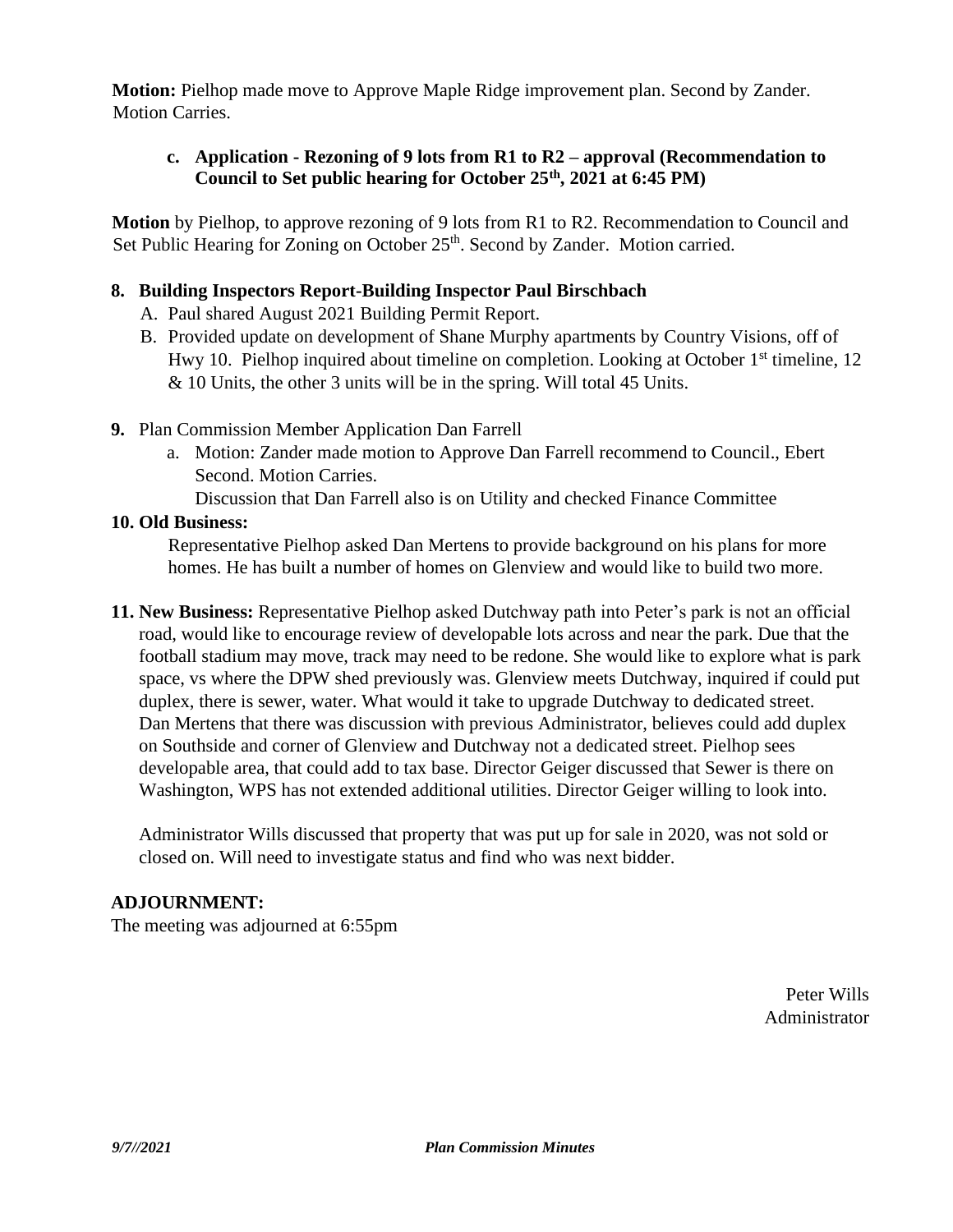**Motion:** Pielhop made move to Approve Maple Ridge improvement plan. Second by Zander. Motion Carries.

**c. Application - Rezoning of 9 lots from R1 to R2 – approval (Recommendation to Council to Set public hearing for October 25th, 2021 at 6:45 PM)**

**Motion** by Pielhop, to approve rezoning of 9 lots from R1 to R2. Recommendation to Council and Set Public Hearing for Zoning on October 25th. Second by Zander. Motion carried.

**8. Building Inspectors Report-Building Inspector Paul Birschbach**

A. Paul shared August 2021 Building Permit Report.

B. Provided update on development of Shane Murphy apartments by Country Visions, off of Hwy 10. Pielhop inquired about timeline on completion. Looking at October 1st timeline, 12 & 10 Units, the other 3 units will be in the spring. Will total 45 Units.

**9.** Plan Commission Member Application Dan Farrell

a. Motion: Zander made motion to Approve Dan Farrell recommend to Council., Ebert Second. Motion Carries.
Discussion that Dan Farrell also is on Utility and checked Finance Committee

**10. Old Business:**

Representative Pielhop asked Dan Mertens to provide background on his plans for more homes. He has built a number of homes on Glenview and would like to build two more.

**11. New Business:** Representative Pielhop asked Dutchway path into Peter's park is not an official road, would like to encourage review of developable lots across and near the park. Due that the football stadium may move, track may need to be redone. She would like to explore what is park space, vs where the DPW shed previously was. Glenview meets Dutchway, inquired if could put duplex, there is sewer, water. What would it take to upgrade Dutchway to dedicated street. Dan Mertens that there was discussion with previous Administrator, believes could add duplex on Southside and corner of Glenview and Dutchway not a dedicated street. Pielhop sees developable area, that could add to tax base. Director Geiger discussed that Sewer is there on Washington, WPS has not extended additional utilities. Director Geiger willing to look into.

Administrator Wills discussed that property that was put up for sale in 2020, was not sold or closed on. Will need to investigate status and find who was next bidder.

**ADJOURNMENT:**

The meeting was adjourned at 6:55pm

Peter Wills
Administrator